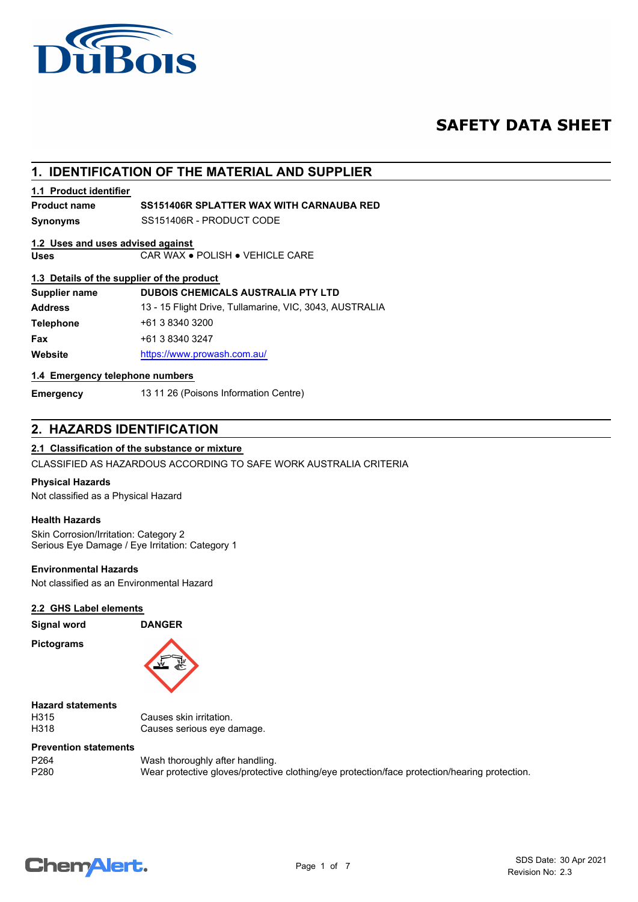# SAFETY DATA SHEET

## 1. IDENTIFICATION OF THE MATERIAL AND SUPPLIER

### 1.1 Product identifier

**Product name** **SS151406R SPLATTER WAX WITH CARNAUBA RED**

**Synonyms** SS151406R - PRODUCT CODE

### 1.2 Uses and uses advised against

**Uses** CAR WAX ● POLISH ● VEHICLE CARE

### 1.3 Details of the supplier of the product

| | |
|---|---|
| **Supplier name** | **DUBOIS CHEMICALS AUSTRALIA PTY LTD** |
| **Address** | 13 - 15 Flight Drive, Tullamarine, VIC, 3043, AUSTRALIA |
| **Telephone** | +61 3 8340 3200 |
| **Fax** | +61 3 8340 3247 |
| **Website** | https://www.prowash.com.au/ |

### 1.4 Emergency telephone numbers

**Emergency** 13 11 26 (Poisons Information Centre)

## 2. HAZARDS IDENTIFICATION

### 2.1 Classification of the substance or mixture

CLASSIFIED AS HAZARDOUS ACCORDING TO SAFE WORK AUSTRALIA CRITERIA

**Physical Hazards**

Not classified as a Physical Hazard

**Health Hazards**

Skin Corrosion/Irritation: Category 2
Serious Eye Damage / Eye Irritation: Category 1

**Environmental Hazards**

Not classified as an Environmental Hazard

### 2.2 GHS Label elements

**Signal word** **DANGER**

**Pictograms**

**Hazard statements**

| | |
|---|---|
| H315 | Causes skin irritation. |
| H318 | Causes serious eye damage. |

**Prevention statements**

| | |
|---|---|
| P264 | Wash thoroughly after handling. |
| P280 | Wear protective gloves/protective clothing/eye protection/face protection/hearing protection. |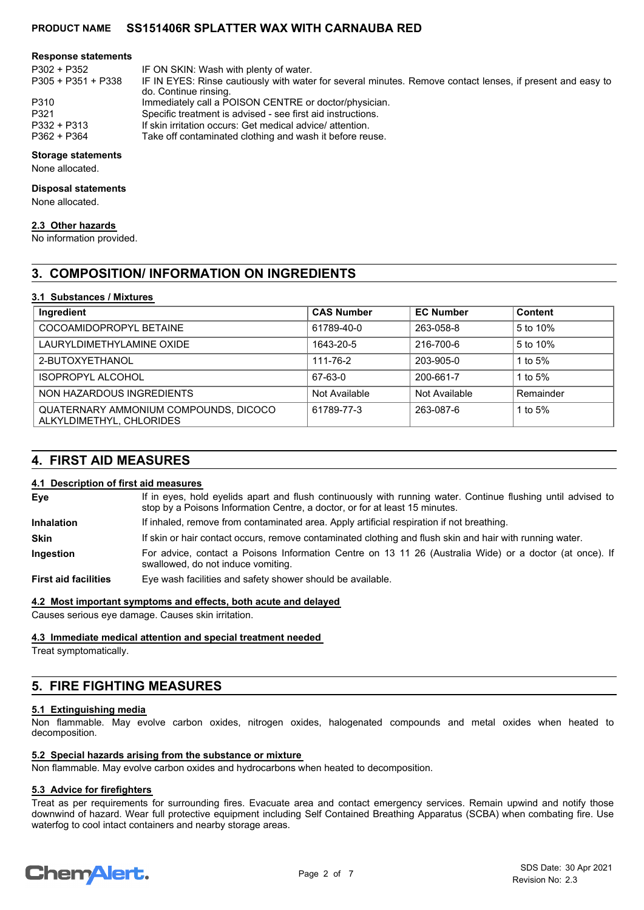**Response statements**

| | |
|---|---|
| P302 + P352 | IF ON SKIN: Wash with plenty of water. |
| P305 + P351 + P338 | IF IN EYES: Rinse cautiously with water for several minutes. Remove contact lenses, if present and easy to do. Continue rinsing. |
| P310 | Immediately call a POISON CENTRE or doctor/physician. |
| P321 | Specific treatment is advised - see first aid instructions. |
| P332 + P313 | If skin irritation occurs: Get medical advice/ attention. |
| P362 + P364 | Take off contaminated clothing and wash it before reuse. |

**Storage statements**

None allocated.

**Disposal statements**

None allocated.

### 2.3 Other hazards

No information provided.

## 3. COMPOSITION/ INFORMATION ON INGREDIENTS

### 3.1 Substances / Mixtures

| Ingredient | CAS Number | EC Number | Content |
|---|---|---|---|
| COCOAMIDOPROPYL BETAINE | 61789-40-0 | 263-058-8 | 5 to 10% |
| LAURYLDIMETHYLAMINE OXIDE | 1643-20-5 | 216-700-6 | 5 to 10% |
| 2-BUTOXYETHANOL | 111-76-2 | 203-905-0 | 1 to 5% |
| ISOPROPYL ALCOHOL | 67-63-0 | 200-661-7 | 1 to 5% |
| NON HAZARDOUS INGREDIENTS | Not Available | Not Available | Remainder |
| QUATERNARY AMMONIUM COMPOUNDS, DICOCO ALKYLDIMETHYL, CHLORIDES | 61789-77-3 | 263-087-6 | 1 to 5% |

## 4. FIRST AID MEASURES

### 4.1 Description of first aid measures

| | |
|---|---|
| **Eye** | If in eyes, hold eyelids apart and flush continuously with running water. Continue flushing until advised to stop by a Poisons Information Centre, a doctor, or for at least 15 minutes. |
| **Inhalation** | If inhaled, remove from contaminated area. Apply artificial respiration if not breathing. |
| **Skin** | If skin or hair contact occurs, remove contaminated clothing and flush skin and hair with running water. |
| **Ingestion** | For advice, contact a Poisons Information Centre on 13 11 26 (Australia Wide) or a doctor (at once). If swallowed, do not induce vomiting. |
| **First aid facilities** | Eye wash facilities and safety shower should be available. |

### 4.2 Most important symptoms and effects, both acute and delayed

Causes serious eye damage. Causes skin irritation.

### 4.3 Immediate medical attention and special treatment needed

Treat symptomatically.

## 5. FIRE FIGHTING MEASURES

### 5.1 Extinguishing media

Non flammable. May evolve carbon oxides, nitrogen oxides, halogenated compounds and metal oxides when heated to decomposition.

### 5.2 Special hazards arising from the substance or mixture

Non flammable. May evolve carbon oxides and hydrocarbons when heated to decomposition.

### 5.3 Advice for firefighters

Treat as per requirements for surrounding fires. Evacuate area and contact emergency services. Remain upwind and notify those downwind of hazard. Wear full protective equipment including Self Contained Breathing Apparatus (SCBA) when combating fire. Use waterfog to cool intact containers and nearby storage areas.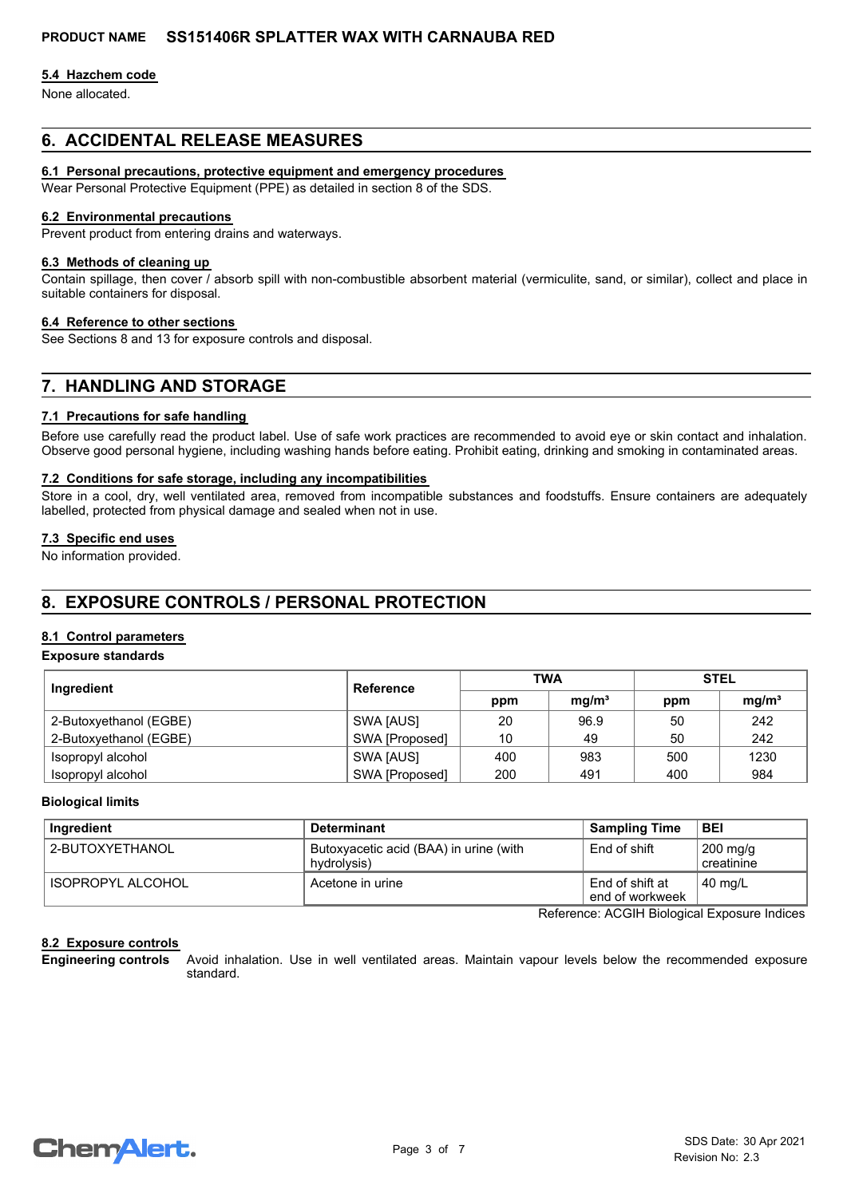#### 5.4 Hazchem code

None allocated.

## 6. ACCIDENTAL RELEASE MEASURES

#### 6.1 Personal precautions, protective equipment and emergency procedures

Wear Personal Protective Equipment (PPE) as detailed in section 8 of the SDS.

#### 6.2 Environmental precautions

Prevent product from entering drains and waterways.

#### 6.3 Methods of cleaning up

Contain spillage, then cover / absorb spill with non-combustible absorbent material (vermiculite, sand, or similar), collect and place in suitable containers for disposal.

#### 6.4 Reference to other sections

See Sections 8 and 13 for exposure controls and disposal.

## 7. HANDLING AND STORAGE

#### 7.1 Precautions for safe handling

Before use carefully read the product label. Use of safe work practices are recommended to avoid eye or skin contact and inhalation. Observe good personal hygiene, including washing hands before eating. Prohibit eating, drinking and smoking in contaminated areas.

#### 7.2 Conditions for safe storage, including any incompatibilities

Store in a cool, dry, well ventilated area, removed from incompatible substances and foodstuffs. Ensure containers are adequately labelled, protected from physical damage and sealed when not in use.

#### 7.3 Specific end uses

No information provided.

## 8. EXPOSURE CONTROLS / PERSONAL PROTECTION

#### 8.1 Control parameters

**Exposure standards**

| Ingredient | Reference | TWA | | STEL | |
|---|---|---|---|---|---|
| | | ppm | mg/m³ | ppm | mg/m³ |
| 2-Butoxyethanol (EGBE) | SWA [AUS] | 20 | 96.9 | 50 | 242 |
| 2-Butoxyethanol (EGBE) | SWA [Proposed] | 10 | 49 | 50 | 242 |
| Isopropyl alcohol | SWA [AUS] | 400 | 983 | 500 | 1230 |
| Isopropyl alcohol | SWA [Proposed] | 200 | 491 | 400 | 984 |

**Biological limits**

| Ingredient | Determinant | Sampling Time | BEI |
|---|---|---|---|
| 2-BUTOXYETHANOL | Butoxyacetic acid (BAA) in urine (with hydrolysis) | End of shift | 200 mg/g creatinine |
| ISOPROPYL ALCOHOL | Acetone in urine | End of shift at end of workweek | 40 mg/L |

Reference: ACGIH Biological Exposure Indices

#### 8.2 Exposure controls

**Engineering controls** Avoid inhalation. Use in well ventilated areas. Maintain vapour levels below the recommended exposure standard.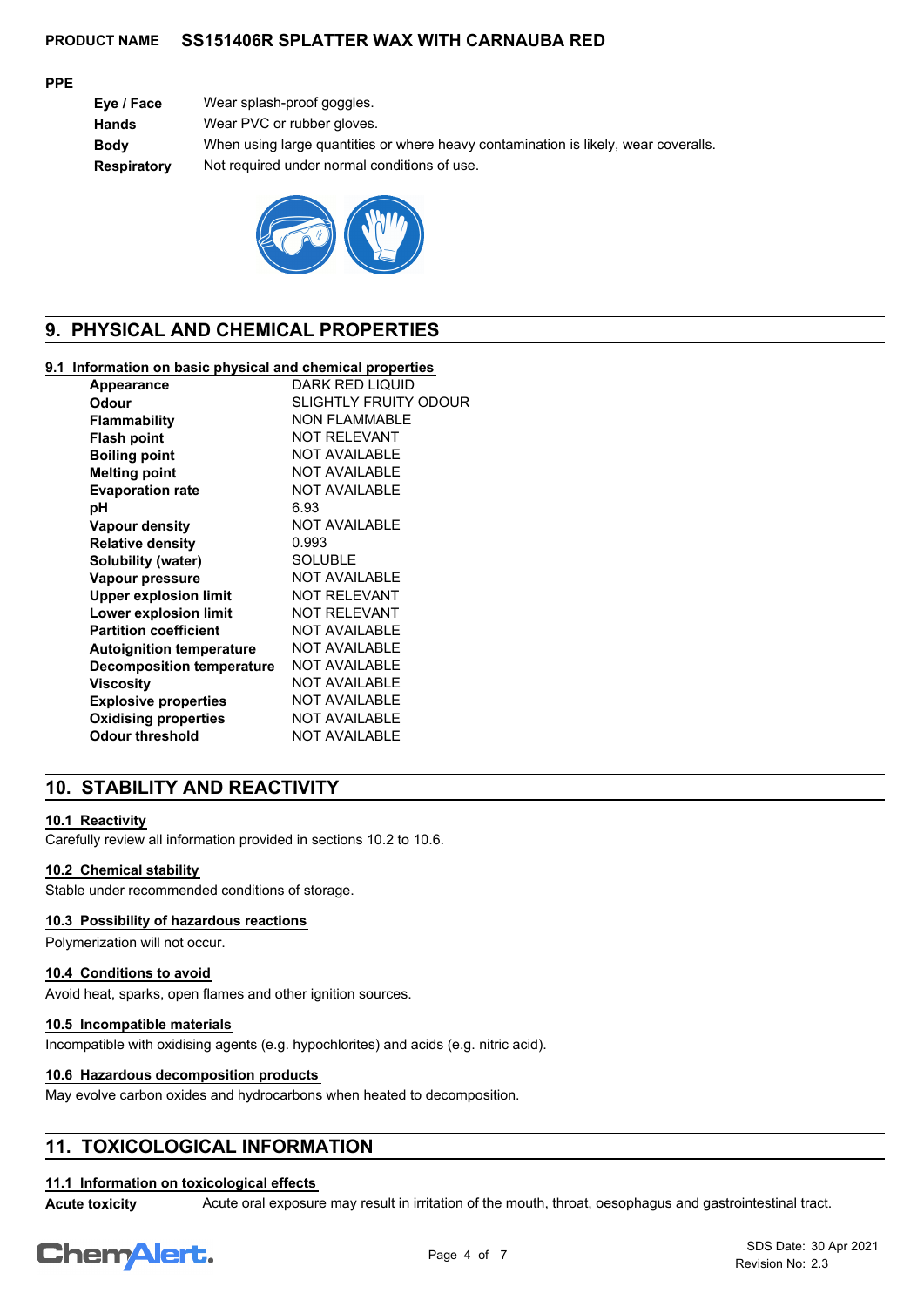### PPE

| | |
|---|---|
| **Eye / Face** | Wear splash-proof goggles. |
| **Hands** | Wear PVC or rubber gloves. |
| **Body** | When using large quantities or where heavy contamination is likely, wear coveralls. |
| **Respiratory** | Not required under normal conditions of use. |

## 9. PHYSICAL AND CHEMICAL PROPERTIES

### 9.1 Information on basic physical and chemical properties

| | |
|---|---|
| **Appearance** | DARK RED LIQUID |
| **Odour** | SLIGHTLY FRUITY ODOUR |
| **Flammability** | NON FLAMMABLE |
| **Flash point** | NOT RELEVANT |
| **Boiling point** | NOT AVAILABLE |
| **Melting point** | NOT AVAILABLE |
| **Evaporation rate** | NOT AVAILABLE |
| **pH** | 6.93 |
| **Vapour density** | NOT AVAILABLE |
| **Relative density** | 0.993 |
| **Solubility (water)** | SOLUBLE |
| **Vapour pressure** | NOT AVAILABLE |
| **Upper explosion limit** | NOT RELEVANT |
| **Lower explosion limit** | NOT RELEVANT |
| **Partition coefficient** | NOT AVAILABLE |
| **Autoignition temperature** | NOT AVAILABLE |
| **Decomposition temperature** | NOT AVAILABLE |
| **Viscosity** | NOT AVAILABLE |
| **Explosive properties** | NOT AVAILABLE |
| **Oxidising properties** | NOT AVAILABLE |
| **Odour threshold** | NOT AVAILABLE |

## 10. STABILITY AND REACTIVITY

### 10.1 Reactivity

Carefully review all information provided in sections 10.2 to 10.6.

### 10.2 Chemical stability

Stable under recommended conditions of storage.

### 10.3 Possibility of hazardous reactions

Polymerization will not occur.

### 10.4 Conditions to avoid

Avoid heat, sparks, open flames and other ignition sources.

### 10.5 Incompatible materials

Incompatible with oxidising agents (e.g. hypochlorites) and acids (e.g. nitric acid).

### 10.6 Hazardous decomposition products

May evolve carbon oxides and hydrocarbons when heated to decomposition.

## 11. TOXICOLOGICAL INFORMATION

### 11.1 Information on toxicological effects

**Acute toxicity** Acute oral exposure may result in irritation of the mouth, throat, oesophagus and gastrointestinal tract.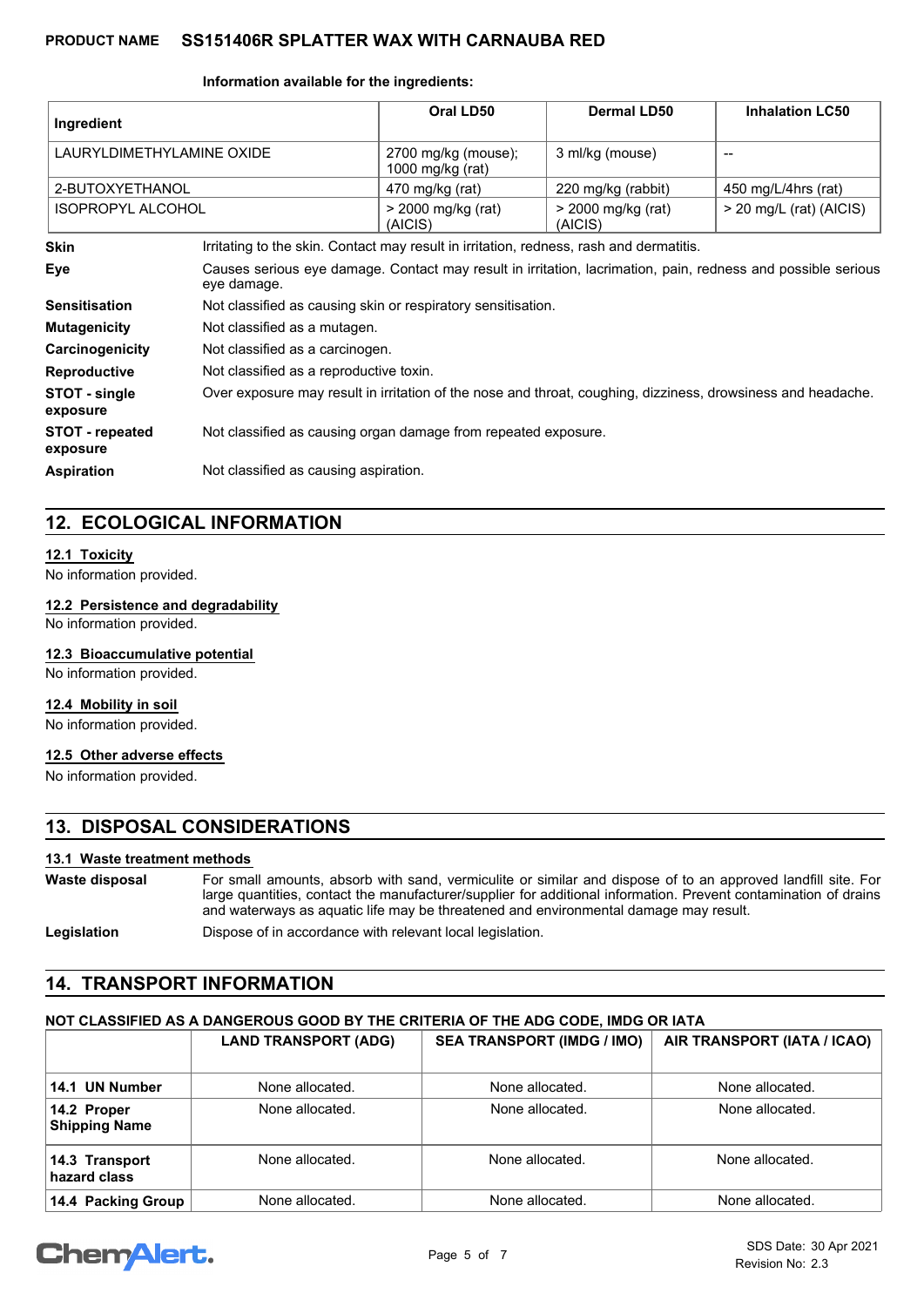**Information available for the ingredients:**

| Ingredient | Oral LD50 | Dermal LD50 | Inhalation LC50 |
|---|---|---|---|
| LAURYLDIMETHYLAMINE OXIDE | 2700 mg/kg (mouse); 1000 mg/kg (rat) | 3 ml/kg (mouse) | -- |
| 2-BUTOXYETHANOL | 470 mg/kg (rat) | 220 mg/kg (rabbit) | 450 mg/L/4hrs (rat) |
| ISOPROPYL ALCOHOL | > 2000 mg/kg (rat) (AICIS) | > 2000 mg/kg (rat) (AICIS) | > 20 mg/L (rat) (AICIS) |

**Skin** Irritating to the skin. Contact may result in irritation, redness, rash and dermatitis.

**Eye** Causes serious eye damage. Contact may result in irritation, lacrimation, pain, redness and possible serious eye damage.

**Sensitisation** Not classified as causing skin or respiratory sensitisation.

**Mutagenicity** Not classified as a mutagen.

**Carcinogenicity** Not classified as a carcinogen.

**Reproductive** Not classified as a reproductive toxin.

**STOT - single exposure** Over exposure may result in irritation of the nose and throat, coughing, dizziness, drowsiness and headache.

**STOT - repeated exposure** Not classified as causing organ damage from repeated exposure.

**Aspiration** Not classified as causing aspiration.

## 12. ECOLOGICAL INFORMATION

### 12.1 Toxicity

No information provided.

### 12.2 Persistence and degradability

No information provided.

### 12.3 Bioaccumulative potential

No information provided.

### 12.4 Mobility in soil

No information provided.

### 12.5 Other adverse effects

No information provided.

## 13. DISPOSAL CONSIDERATIONS

### 13.1 Waste treatment methods

**Waste disposal** For small amounts, absorb with sand, vermiculite or similar and dispose of to an approved landfill site. For large quantities, contact the manufacturer/supplier for additional information. Prevent contamination of drains and waterways as aquatic life may be threatened and environmental damage may result.

**Legislation** Dispose of in accordance with relevant local legislation.

## 14. TRANSPORT INFORMATION

**NOT CLASSIFIED AS A DANGEROUS GOOD BY THE CRITERIA OF THE ADG CODE, IMDG OR IATA**

| | LAND TRANSPORT (ADG) | SEA TRANSPORT (IMDG / IMO) | AIR TRANSPORT (IATA / ICAO) |
|---|---|---|---|
| **14.1 UN Number** | None allocated. | None allocated. | None allocated. |
| **14.2 Proper Shipping Name** | None allocated. | None allocated. | None allocated. |
| **14.3 Transport hazard class** | None allocated. | None allocated. | None allocated. |
| **14.4 Packing Group** | None allocated. | None allocated. | None allocated. |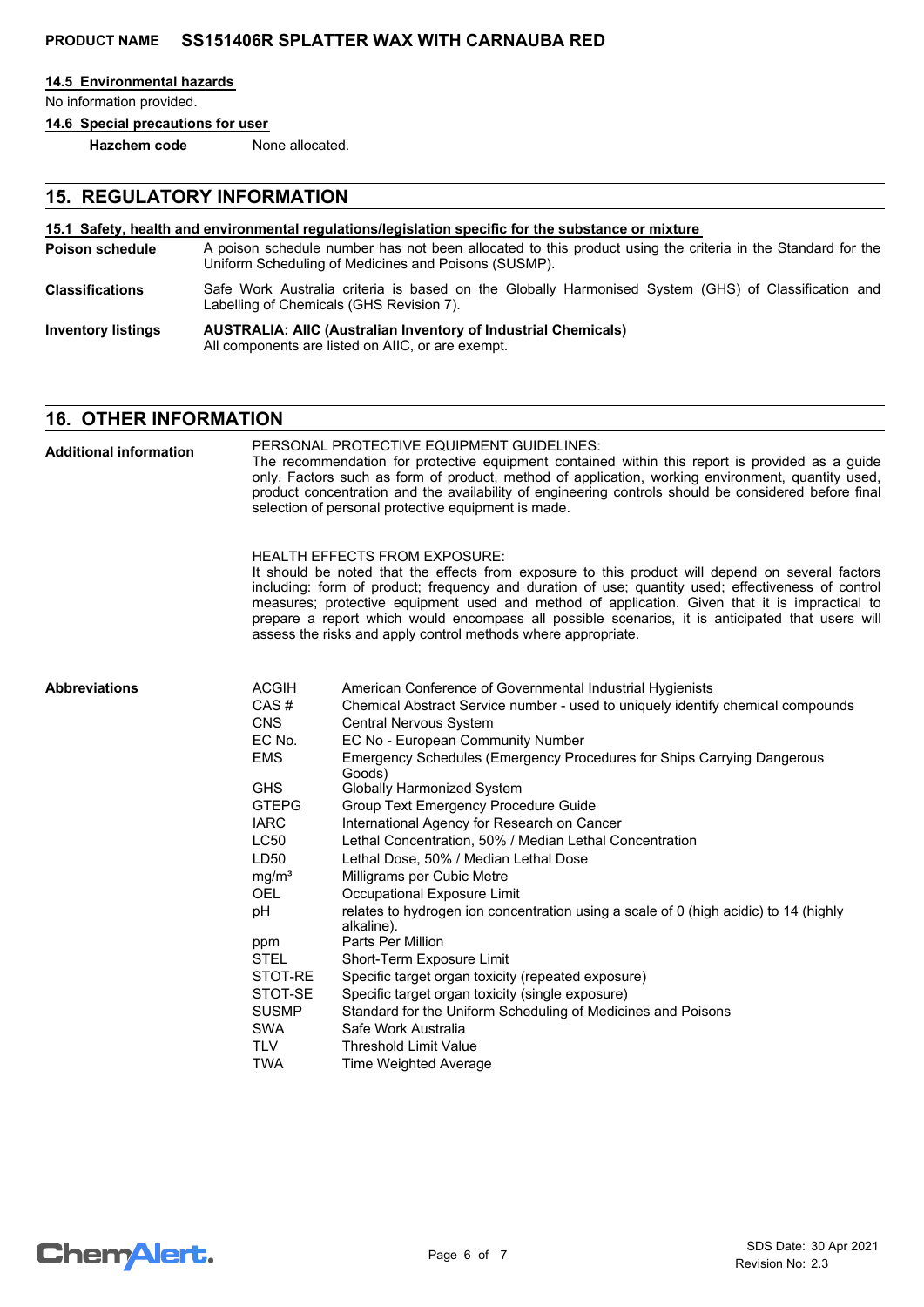#### 14.5 Environmental hazards

No information provided.

#### 14.6 Special precautions for user

**Hazchem code** None allocated.

## 15. REGULATORY INFORMATION

#### 15.1 Safety, health and environmental regulations/legislation specific for the substance or mixture

**Poison schedule** A poison schedule number has not been allocated to this product using the criteria in the Standard for the Uniform Scheduling of Medicines and Poisons (SUSMP).

**Classifications** Safe Work Australia criteria is based on the Globally Harmonised System (GHS) of Classification and Labelling of Chemicals (GHS Revision 7).

**Inventory listings** **AUSTRALIA: AIIC (Australian Inventory of Industrial Chemicals)**
All components are listed on AIIC, or are exempt.

## 16. OTHER INFORMATION

**Additional information**

PERSONAL PROTECTIVE EQUIPMENT GUIDELINES:
The recommendation for protective equipment contained within this report is provided as a guide only. Factors such as form of product, method of application, working environment, quantity used, product concentration and the availability of engineering controls should be considered before final selection of personal protective equipment is made.

HEALTH EFFECTS FROM EXPOSURE:
It should be noted that the effects from exposure to this product will depend on several factors including: form of product; frequency and duration of use; quantity used; effectiveness of control measures; protective equipment used and method of application. Given that it is impractical to prepare a report which would encompass all possible scenarios, it is anticipated that users will assess the risks and apply control methods where appropriate.

**Abbreviations**

| | |
|---|---|
| ACGIH | American Conference of Governmental Industrial Hygienists |
| CAS # | Chemical Abstract Service number - used to uniquely identify chemical compounds |
| CNS | Central Nervous System |
| EC No. | EC No - European Community Number |
| EMS | Emergency Schedules (Emergency Procedures for Ships Carrying Dangerous Goods) |
| GHS | Globally Harmonized System |
| GTEPG | Group Text Emergency Procedure Guide |
| IARC | International Agency for Research on Cancer |
| LC50 | Lethal Concentration, 50% / Median Lethal Concentration |
| LD50 | Lethal Dose, 50% / Median Lethal Dose |
| $mg/m^3$ | Milligrams per Cubic Metre |
| OEL | Occupational Exposure Limit |
| pH | relates to hydrogen ion concentration using a scale of 0 (high acidic) to 14 (highly alkaline). |
| ppm | Parts Per Million |
| STEL | Short-Term Exposure Limit |
| STOT-RE | Specific target organ toxicity (repeated exposure) |
| STOT-SE | Specific target organ toxicity (single exposure) |
| SUSMP | Standard for the Uniform Scheduling of Medicines and Poisons |
| SWA | Safe Work Australia |
| TLV | Threshold Limit Value |
| TWA | Time Weighted Average |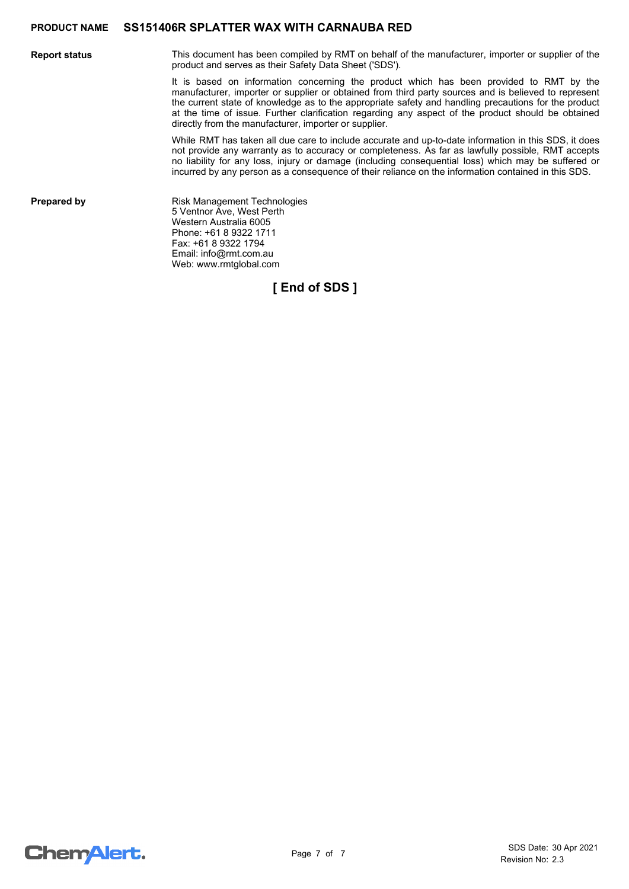**Report status**

This document has been compiled by RMT on behalf of the manufacturer, importer or supplier of the product and serves as their Safety Data Sheet ('SDS').

It is based on information concerning the product which has been provided to RMT by the manufacturer, importer or supplier or obtained from third party sources and is believed to represent the current state of knowledge as to the appropriate safety and handling precautions for the product at the time of issue. Further clarification regarding any aspect of the product should be obtained directly from the manufacturer, importer or supplier.

While RMT has taken all due care to include accurate and up-to-date information in this SDS, it does not provide any warranty as to accuracy or completeness. As far as lawfully possible, RMT accepts no liability for any loss, injury or damage (including consequential loss) which may be suffered or incurred by any person as a consequence of their reliance on the information contained in this SDS.

**Prepared by**

Risk Management Technologies
5 Ventnor Ave, West Perth
Western Australia 6005
Phone: +61 8 9322 1711
Fax: +61 8 9322 1794
Email: info@rmt.com.au
Web: www.rmtglobal.com

**[ End of SDS ]**